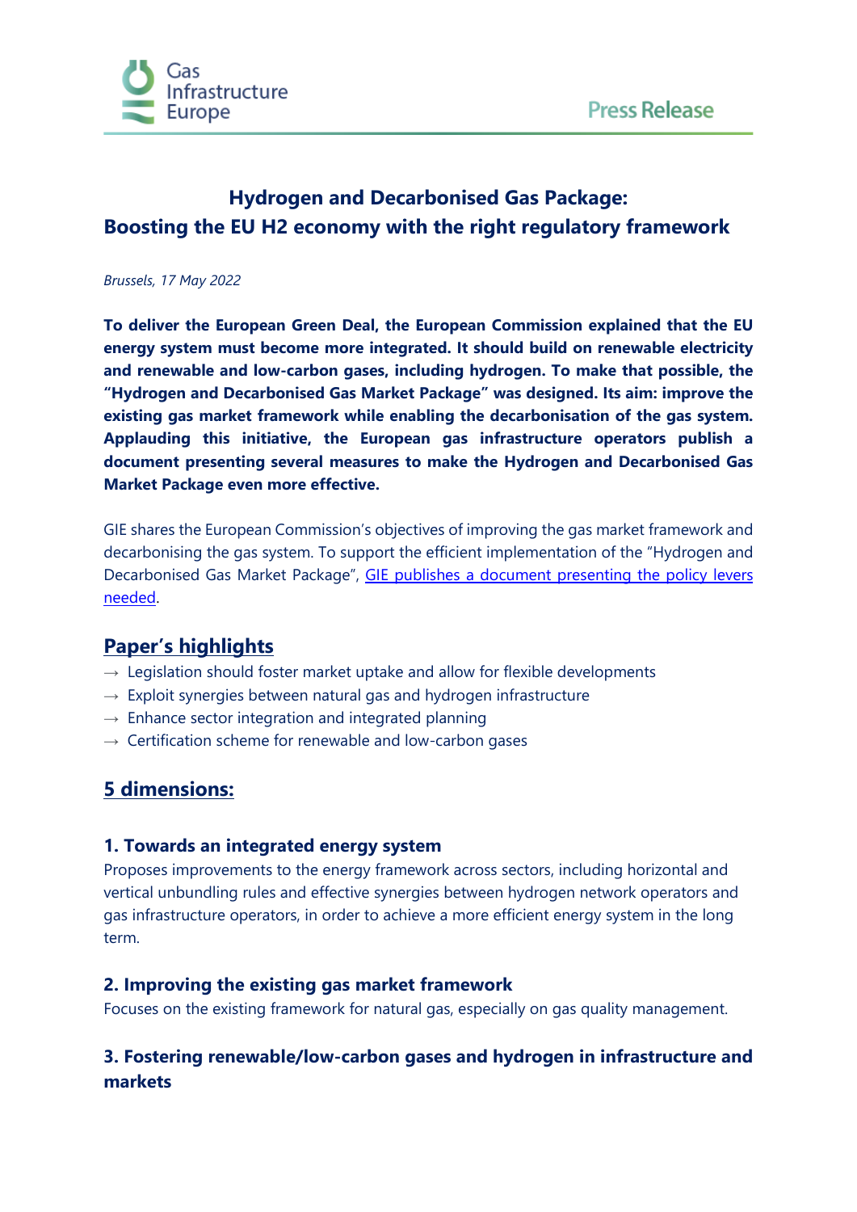# Hydrogen and Decarbonised Gas Package: Boosting the EU H2 economy with the right regulatory framework

*Brussels, 17 May 2022*

**To deliver the European Green Deal, the European Commission explained that the EU energy system must become more integrated. It should build on renewable electricity and renewable and low-carbon gases, including hydrogen. To make that possible, the "Hydrogen and Decarbonised Gas Market Package" was designed. Its aim: improve the existing gas market framework while enabling the decarbonisation of the gas system. Applauding this initiative, the European gas infrastructure operators publish a document presenting several measures to make the Hydrogen and Decarbonised Gas Market Package even more effective.**

GIE shares the European Commission's objectives of improving the gas market framework and decarbonising the gas system. To support the efficient implementation of the "Hydrogen and Decarbonised Gas Market Package", GIE publishes a document presenting the policy levers needed.

## Paper's highlights

→ Legislation should foster market uptake and allow for flexible developments
→ Exploit synergies between natural gas and hydrogen infrastructure
→ Enhance sector integration and integrated planning
→ Certification scheme for renewable and low-carbon gases

## 5 dimensions:

### 1. Towards an integrated energy system

Proposes improvements to the energy framework across sectors, including horizontal and vertical unbundling rules and effective synergies between hydrogen network operators and gas infrastructure operators, in order to achieve a more efficient energy system in the long term.

### 2. Improving the existing gas market framework

Focuses on the existing framework for natural gas, especially on gas quality management.

### 3. Fostering renewable/low-carbon gases and hydrogen in infrastructure and markets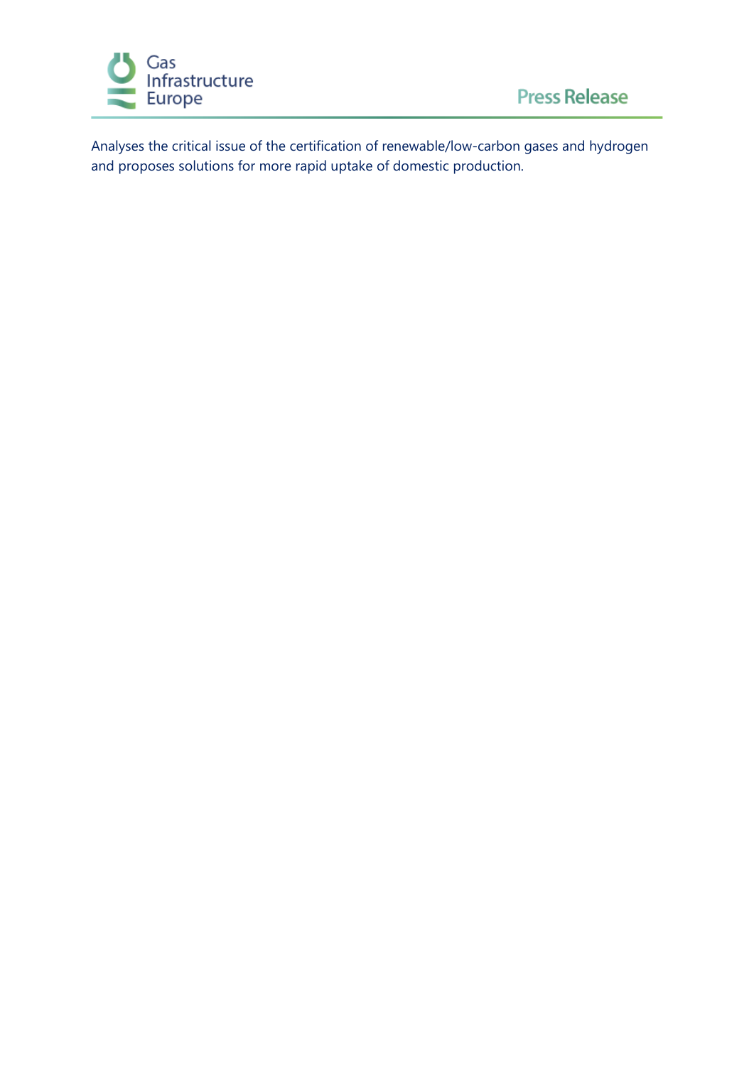Analyses the critical issue of the certification of renewable/low-carbon gases and hydrogen and proposes solutions for more rapid uptake of domestic production.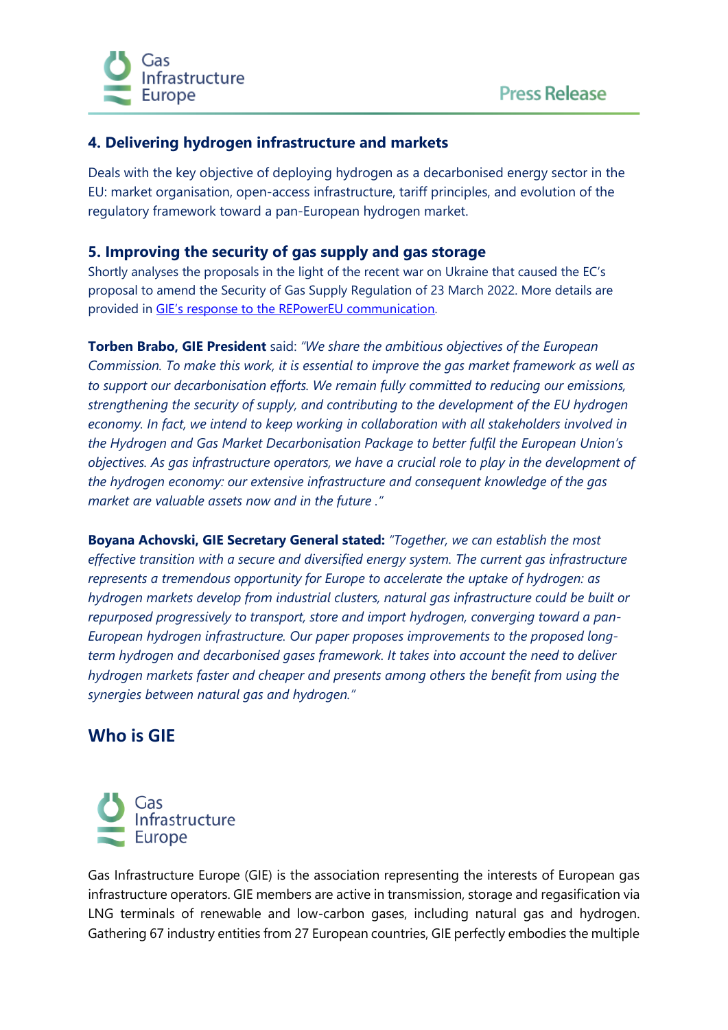### 4. Delivering hydrogen infrastructure and markets

Deals with the key objective of deploying hydrogen as a decarbonised energy sector in the EU: market organisation, open-access infrastructure, tariff principles, and evolution of the regulatory framework toward a pan-European hydrogen market.

### 5. Improving the security of gas supply and gas storage

Shortly analyses the proposals in the light of the recent war on Ukraine that caused the EC's proposal to amend the Security of Gas Supply Regulation of 23 March 2022. More details are provided in GIE's response to the REPowerEU communication.

**Torben Brabo, GIE President** said: *"We share the ambitious objectives of the European Commission. To make this work, it is essential to improve the gas market framework as well as to support our decarbonisation efforts. We remain fully committed to reducing our emissions, strengthening the security of supply, and contributing to the development of the EU hydrogen economy. In fact, we intend to keep working in collaboration with all stakeholders involved in the Hydrogen and Gas Market Decarbonisation Package to better fulfil the European Union's objectives. As gas infrastructure operators, we have a crucial role to play in the development of the hydrogen economy: our extensive infrastructure and consequent knowledge of the gas market are valuable assets now and in the future ."*

**Boyana Achovski, GIE Secretary General stated:** *"Together, we can establish the most effective transition with a secure and diversified energy system. The current gas infrastructure represents a tremendous opportunity for Europe to accelerate the uptake of hydrogen: as hydrogen markets develop from industrial clusters, natural gas infrastructure could be built or repurposed progressively to transport, store and import hydrogen, converging toward a pan-European hydrogen infrastructure. Our paper proposes improvements to the proposed long-term hydrogen and decarbonised gases framework. It takes into account the need to deliver hydrogen markets faster and cheaper and presents among others the benefit from using the synergies between natural gas and hydrogen."*

## Who is GIE

Gas Infrastructure Europe

Gas Infrastructure Europe (GIE) is the association representing the interests of European gas infrastructure operators. GIE members are active in transmission, storage and regasification via LNG terminals of renewable and low-carbon gases, including natural gas and hydrogen. Gathering 67 industry entities from 27 European countries, GIE perfectly embodies the multiple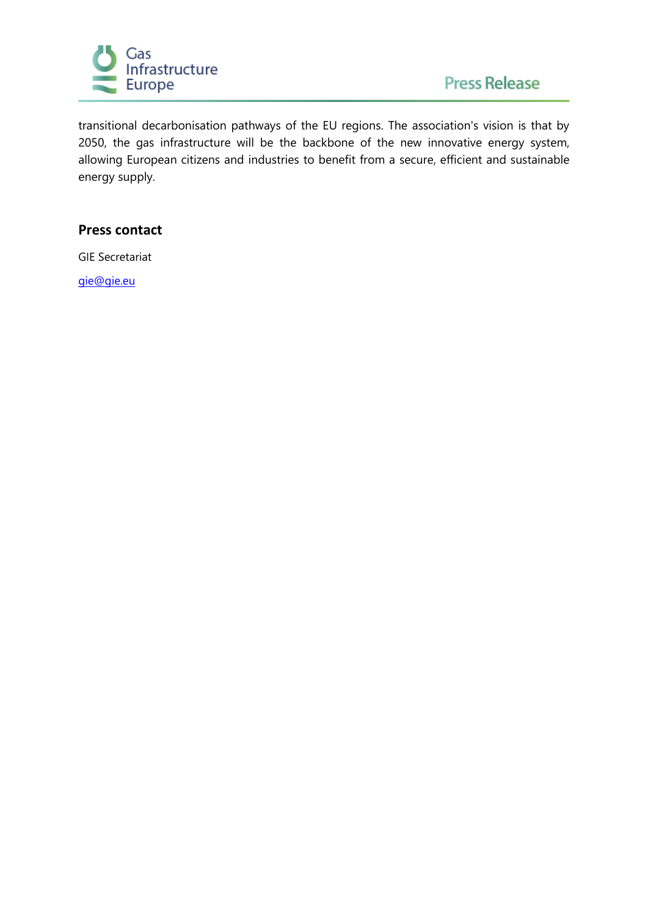transitional decarbonisation pathways of the EU regions. The association's vision is that by 2050, the gas infrastructure will be the backbone of the new innovative energy system, allowing European citizens and industries to benefit from a secure, efficient and sustainable energy supply.

## Press contact

GIE Secretariat

gie@gie.eu